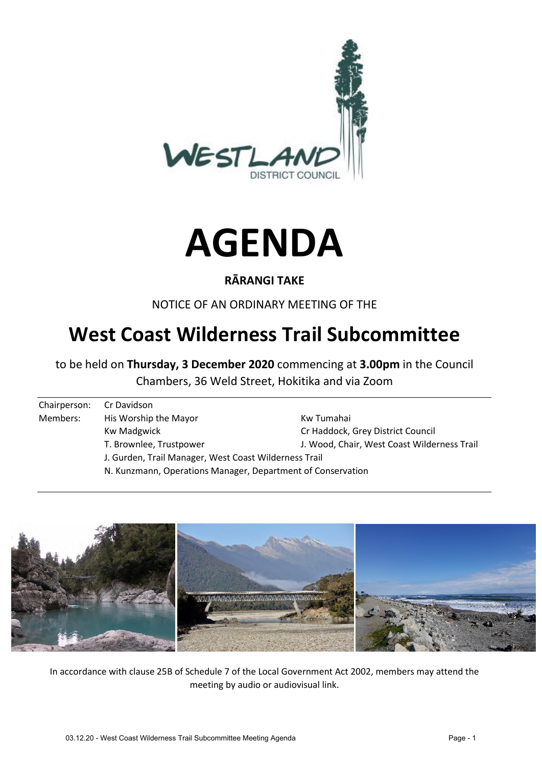# AGENDA

**RĀRANGI TAKE**

NOTICE OF AN ORDINARY MEETING OF THE

## West Coast Wilderness Trail Subcommittee

to be held on **Thursday, 3 December 2020** commencing at **3.00pm** in the Council Chambers, 36 Weld Street, Hokitika and via Zoom

| | | |
|---|---|---|
| Chairperson: | Cr Davidson | |
| Members: | His Worship the Mayor | Kw Tumahai |
| | Kw Madgwick | Cr Haddock, Grey District Council |
| | T. Brownlee, Trustpower | J. Wood, Chair, West Coast Wilderness Trail |
| | J. Gurden, Trail Manager, West Coast Wilderness Trail | |
| | N. Kunzmann, Operations Manager, Department of Conservation | |

In accordance with clause 25B of Schedule 7 of the Local Government Act 2002, members may attend the meeting by audio or audiovisual link.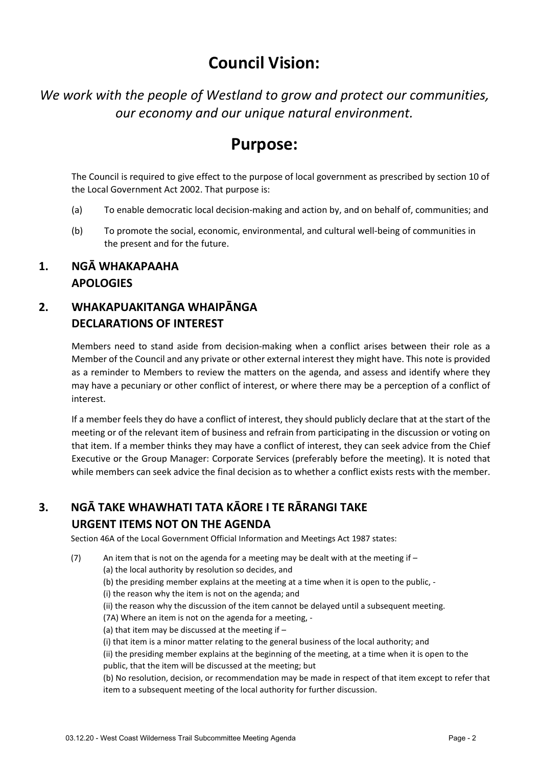# Council Vision:

*We work with the people of Westland to grow and protect our communities, our economy and our unique natural environment.*

# Purpose:

The Council is required to give effect to the purpose of local government as prescribed by section 10 of the Local Government Act 2002. That purpose is:

(a) To enable democratic local decision-making and action by, and on behalf of, communities; and

(b) To promote the social, economic, environmental, and cultural well-being of communities in the present and for the future.

## 1. NGĀ WHAKAPAAHA APOLOGIES

## 2. WHAKAPUAKITANGA WHAIPĀNGA DECLARATIONS OF INTEREST

Members need to stand aside from decision-making when a conflict arises between their role as a Member of the Council and any private or other external interest they might have. This note is provided as a reminder to Members to review the matters on the agenda, and assess and identify where they may have a pecuniary or other conflict of interest, or where there may be a perception of a conflict of interest.

If a member feels they do have a conflict of interest, they should publicly declare that at the start of the meeting or of the relevant item of business and refrain from participating in the discussion or voting on that item. If a member thinks they may have a conflict of interest, they can seek advice from the Chief Executive or the Group Manager: Corporate Services (preferably before the meeting). It is noted that while members can seek advice the final decision as to whether a conflict exists rests with the member.

## 3. NGĀ TAKE WHAWHATI TATA KĀORE I TE RĀRANGI TAKE URGENT ITEMS NOT ON THE AGENDA

Section 46A of the Local Government Official Information and Meetings Act 1987 states:

(7) An item that is not on the agenda for a meeting may be dealt with at the meeting if –
(a) the local authority by resolution so decides, and
(b) the presiding member explains at the meeting at a time when it is open to the public, -
(i) the reason why the item is not on the agenda; and
(ii) the reason why the discussion of the item cannot be delayed until a subsequent meeting.
(7A) Where an item is not on the agenda for a meeting, -
(a) that item may be discussed at the meeting if –
(i) that item is a minor matter relating to the general business of the local authority; and
(ii) the presiding member explains at the beginning of the meeting, at a time when it is open to the public, that the item will be discussed at the meeting; but
(b) No resolution, decision, or recommendation may be made in respect of that item except to refer that item to a subsequent meeting of the local authority for further discussion.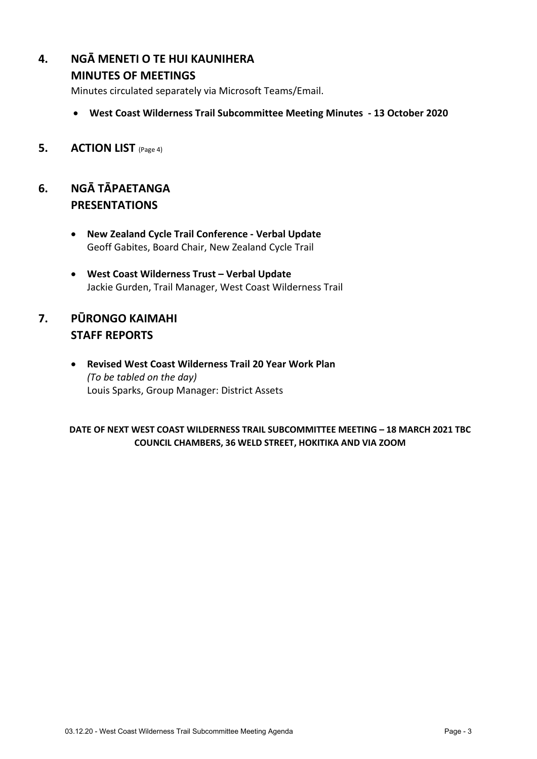## 4. NGĀ MENETI O TE HUI KAUNIHERA
## MINUTES OF MEETINGS

Minutes circulated separately via Microsoft Teams/Email.

- **West Coast Wilderness Trail Subcommittee Meeting Minutes - 13 October 2020**

## 5. ACTION LIST (Page 4)

## 6. NGĀ TĀPAETANGA
## PRESENTATIONS

- **New Zealand Cycle Trail Conference - Verbal Update**
  Geoff Gabites, Board Chair, New Zealand Cycle Trail

- **West Coast Wilderness Trust – Verbal Update**
  Jackie Gurden, Trail Manager, West Coast Wilderness Trail

## 7. PŪRONGO KAIMAHI
## STAFF REPORTS

- **Revised West Coast Wilderness Trail 20 Year Work Plan**
  *(To be tabled on the day)*
  Louis Sparks, Group Manager: District Assets

**DATE OF NEXT WEST COAST WILDERNESS TRAIL SUBCOMMITTEE MEETING – 18 MARCH 2021 TBC**
**COUNCIL CHAMBERS, 36 WELD STREET, HOKITIKA AND VIA ZOOM**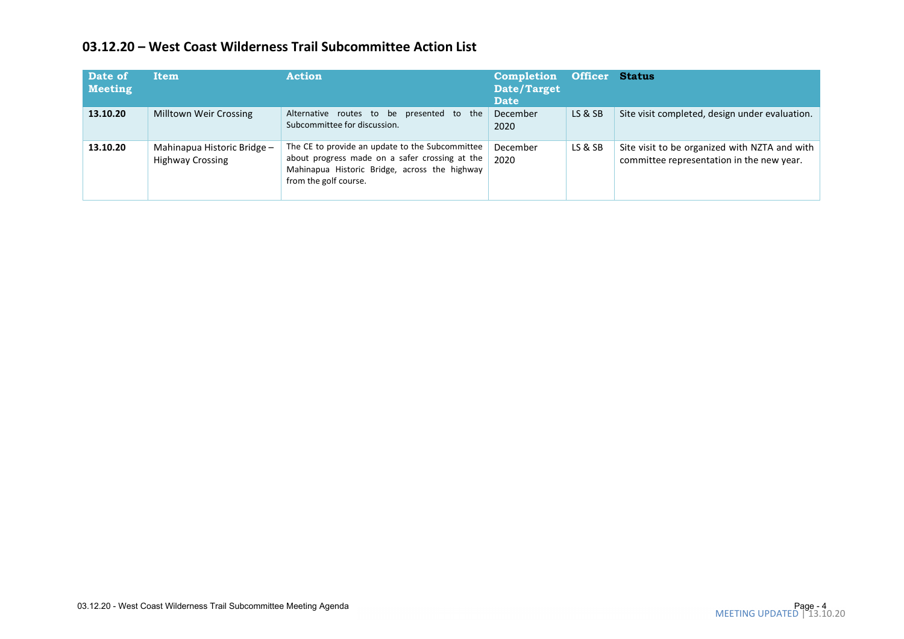## 03.12.20 – West Coast Wilderness Trail Subcommittee Action List

| Date of Meeting | Item | Action | Completion Date/Target Date | Officer | Status |
|---|---|---|---|---|---|
| **13.10.20** | Milltown Weir Crossing | Alternative routes to be presented to the Subcommittee for discussion. | December 2020 | LS & SB | Site visit completed, design under evaluation. |
| **13.10.20** | Mahinapua Historic Bridge – Highway Crossing | The CE to provide an update to the Subcommittee about progress made on a safer crossing at the Mahinapua Historic Bridge, across the highway from the golf course. | December 2020 | LS & SB | Site visit to be organized with NZTA and with committee representation in the new year. |